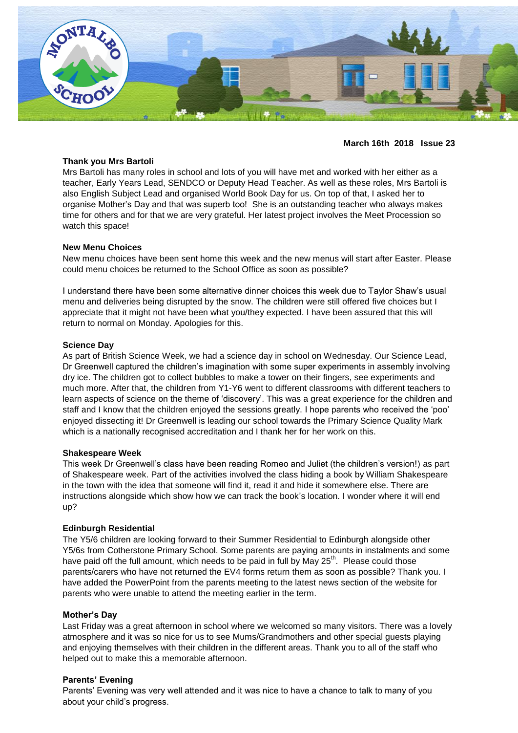**March 16th 2018 Issue 23**

**Thank you Mrs Bartoli**

Mrs Bartoli has many roles in school and lots of you will have met and worked with her either as a teacher, Early Years Lead, SENDCO or Deputy Head Teacher. As well as these roles, Mrs Bartoli is also English Subject Lead and organised World Book Day for us. On top of that, I asked her to organise Mother's Day and that was superb too! She is an outstanding teacher who always makes time for others and for that we are very grateful. Her latest project involves the Meet Procession so watch this space!

**New Menu Choices**

New menu choices have been sent home this week and the new menus will start after Easter. Please could menu choices be returned to the School Office as soon as possible?

I understand there have been some alternative dinner choices this week due to Taylor Shaw's usual menu and deliveries being disrupted by the snow. The children were still offered five choices but I appreciate that it might not have been what you/they expected. I have been assured that this will return to normal on Monday. Apologies for this.

**Science Day**

As part of British Science Week, we had a science day in school on Wednesday. Our Science Lead, Dr Greenwell captured the children's imagination with some super experiments in assembly involving dry ice. The children got to collect bubbles to make a tower on their fingers, see experiments and much more. After that, the children from Y1-Y6 went to different classrooms with different teachers to learn aspects of science on the theme of 'discovery'. This was a great experience for the children and staff and I know that the children enjoyed the sessions greatly. I hope parents who received the 'poo' enjoyed dissecting it! Dr Greenwell is leading our school towards the Primary Science Quality Mark which is a nationally recognised accreditation and I thank her for her work on this.

**Shakespeare Week**

This week Dr Greenwell's class have been reading Romeo and Juliet (the children's version!) as part of Shakespeare week. Part of the activities involved the class hiding a book by William Shakespeare in the town with the idea that someone will find it, read it and hide it somewhere else. There are instructions alongside which show how we can track the book's location. I wonder where it will end up?

**Edinburgh Residential**

The Y5/6 children are looking forward to their Summer Residential to Edinburgh alongside other Y5/6s from Cotherstone Primary School. Some parents are paying amounts in instalments and some have paid off the full amount, which needs to be paid in full by May 25th. Please could those parents/carers who have not returned the EV4 forms return them as soon as possible? Thank you. I have added the PowerPoint from the parents meeting to the latest news section of the website for parents who were unable to attend the meeting earlier in the term.

**Mother's Day**

Last Friday was a great afternoon in school where we welcomed so many visitors. There was a lovely atmosphere and it was so nice for us to see Mums/Grandmothers and other special guests playing and enjoying themselves with their children in the different areas. Thank you to all of the staff who helped out to make this a memorable afternoon.

**Parents' Evening**

Parents' Evening was very well attended and it was nice to have a chance to talk to many of you about your child's progress.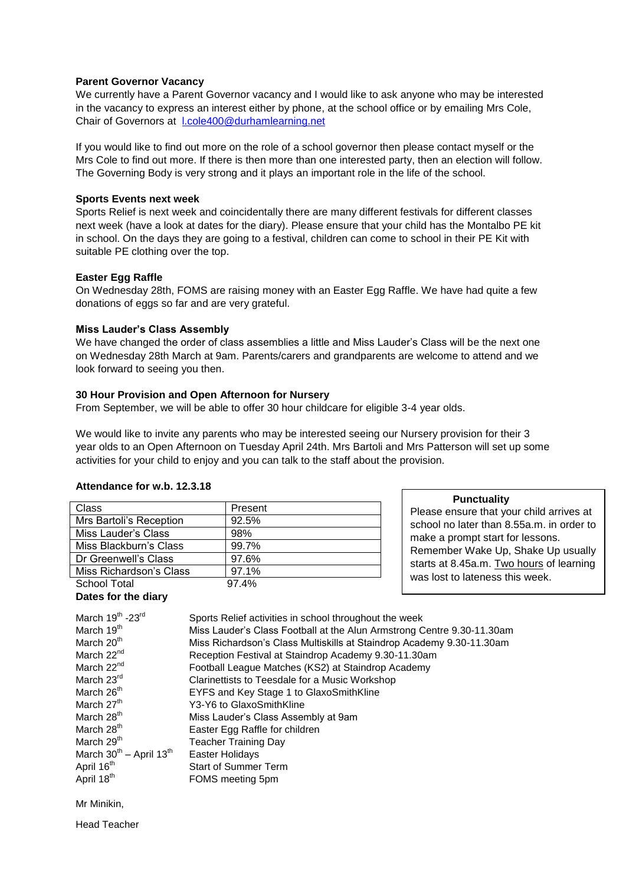**Parent Governor Vacancy**

We currently have a Parent Governor vacancy and I would like to ask anyone who may be interested in the vacancy to express an interest either by phone, at the school office or by emailing Mrs Cole, Chair of Governors at l.cole400@durhamlearning.net

If you would like to find out more on the role of a school governor then please contact myself or the Mrs Cole to find out more. If there is then more than one interested party, then an election will follow. The Governing Body is very strong and it plays an important role in the life of the school.

**Sports Events next week**

Sports Relief is next week and coincidentally there are many different festivals for different classes next week (have a look at dates for the diary). Please ensure that your child has the Montalbo PE kit in school. On the days they are going to a festival, children can come to school in their PE Kit with suitable PE clothing over the top.

**Easter Egg Raffle**

On Wednesday 28th, FOMS are raising money with an Easter Egg Raffle. We have had quite a few donations of eggs so far and are very grateful.

**Miss Lauder's Class Assembly**

We have changed the order of class assemblies a little and Miss Lauder's Class will be the next one on Wednesday 28th March at 9am. Parents/carers and grandparents are welcome to attend and we look forward to seeing you then.

**30 Hour Provision and Open Afternoon for Nursery**

From September, we will be able to offer 30 hour childcare for eligible 3-4 year olds.

We would like to invite any parents who may be interested seeing our Nursery provision for their 3 year olds to an Open Afternoon on Tuesday April 24th. Mrs Bartoli and Mrs Patterson will set up some activities for your child to enjoy and you can talk to the staff about the provision.

**Attendance for w.b. 12.3.18**

| Class | Present |
|---|---|
| Mrs Bartoli's Reception | 92.5% |
| Miss Lauder's Class | 98% |
| Miss Blackburn's Class | 99.7% |
| Dr Greenwell's Class | 97.6% |
| Miss Richardson's Class | 97.1% |
| School Total | 97.4% |

**Punctuality**

Please ensure that your child arrives at school no later than 8.55a.m. in order to make a prompt start for lessons. Remember Wake Up, Shake Up usually starts at 8.45a.m. Two hours of learning was lost to lateness this week.

**Dates for the diary**

| | |
|---|---|
| March 19th -23rd | Sports Relief activities in school throughout the week |
| March 19th | Miss Lauder's Class Football at the Alun Armstrong Centre 9.30-11.30am |
| March 20th | Miss Richardson's Class Multiskills at Staindrop Academy 9.30-11.30am |
| March 22nd | Reception Festival at Staindrop Academy 9.30-11.30am |
| March 22nd | Football League Matches (KS2) at Staindrop Academy |
| March 23rd | Clarinettists to Teesdale for a Music Workshop |
| March 26th | EYFS and Key Stage 1 to GlaxoSmithKline |
| March 27th | Y3-Y6 to GlaxoSmithKline |
| March 28th | Miss Lauder's Class Assembly at 9am |
| March 28th | Easter Egg Raffle for children |
| March 29th | Teacher Training Day |
| March 30th – April 13th | Easter Holidays |
| April 16th | Start of Summer Term |
| April 18th | FOMS meeting 5pm |

Mr Minikin,

Head Teacher